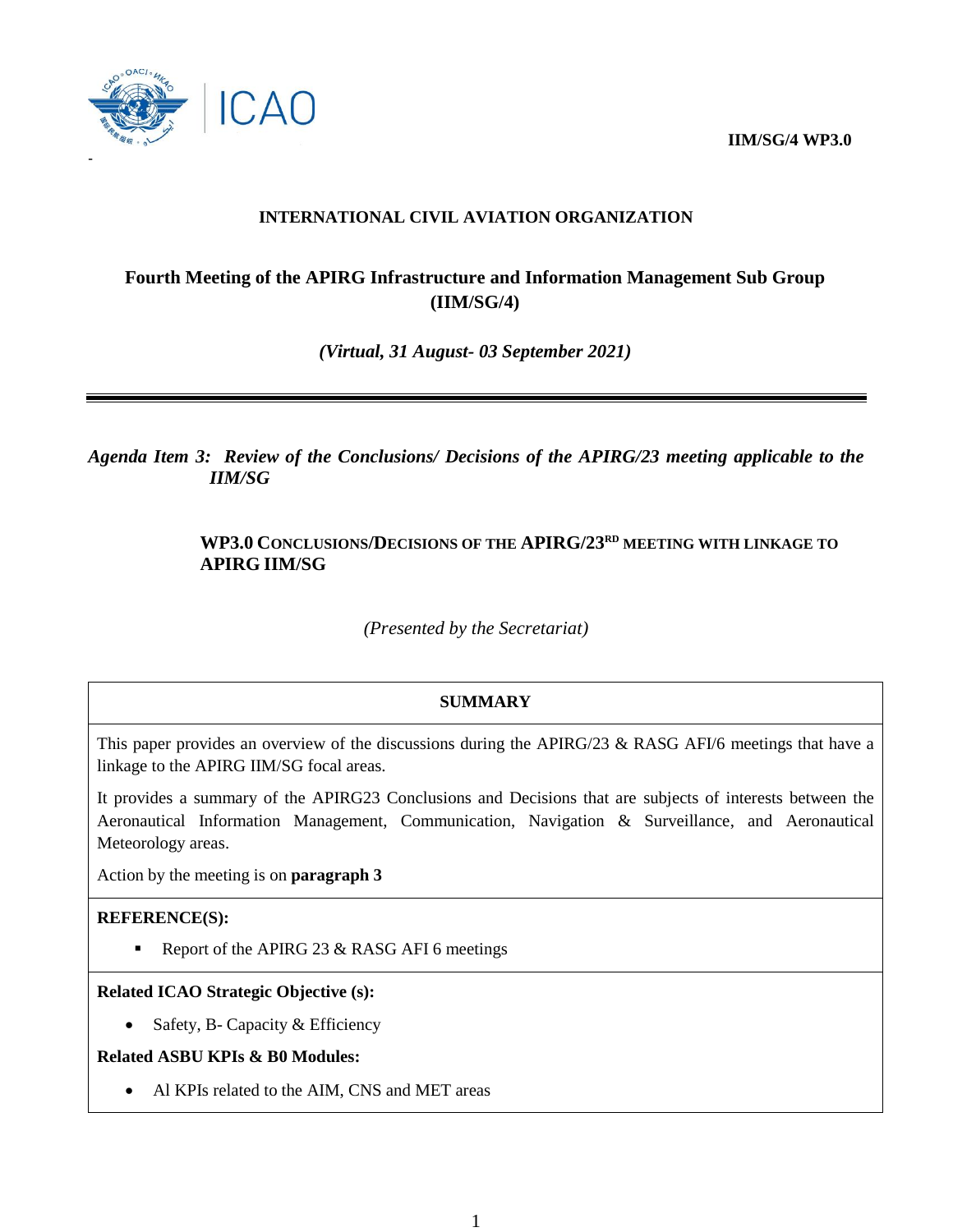IIM/SG/4 WP3.0

**INTERNATIONAL CIVIL AVIATION ORGANIZATION**

## Fourth Meeting of the APIRG Infrastructure and Information Management Sub Group (IIM/SG/4)

***(Virtual, 31 August- 03 September 2021)***

---

***Agenda Item 3: Review of the Conclusions/ Decisions of the APIRG/23 meeting applicable to the IIM/SG***

### WP3.0 CONCLUSIONS/DECISIONS OF THE APIRG/23RD MEETING WITH LINKAGE TO APIRG IIM/SG

*(Presented by the Secretariat)*

| **SUMMARY** |
|---|
| This paper provides an overview of the discussions during the APIRG/23 & RASG AFI/6 meetings that have a linkage to the APIRG IIM/SG focal areas.<br><br>It provides a summary of the APIRG23 Conclusions and Decisions that are subjects of interests between the Aeronautical Information Management, Communication, Navigation & Surveillance, and Aeronautical Meteorology areas.<br><br>Action by the meeting is on **paragraph 3** |
| **REFERENCE(S):**<br><br>▪ Report of the APIRG 23 & RASG AFI 6 meetings |
| **Related ICAO Strategic Objective (s):**<br><br>• Safety, B- Capacity & Efficiency<br><br>**Related ASBU KPIs & B0 Modules:**<br><br>• Al KPIs related to the AIM, CNS and MET areas |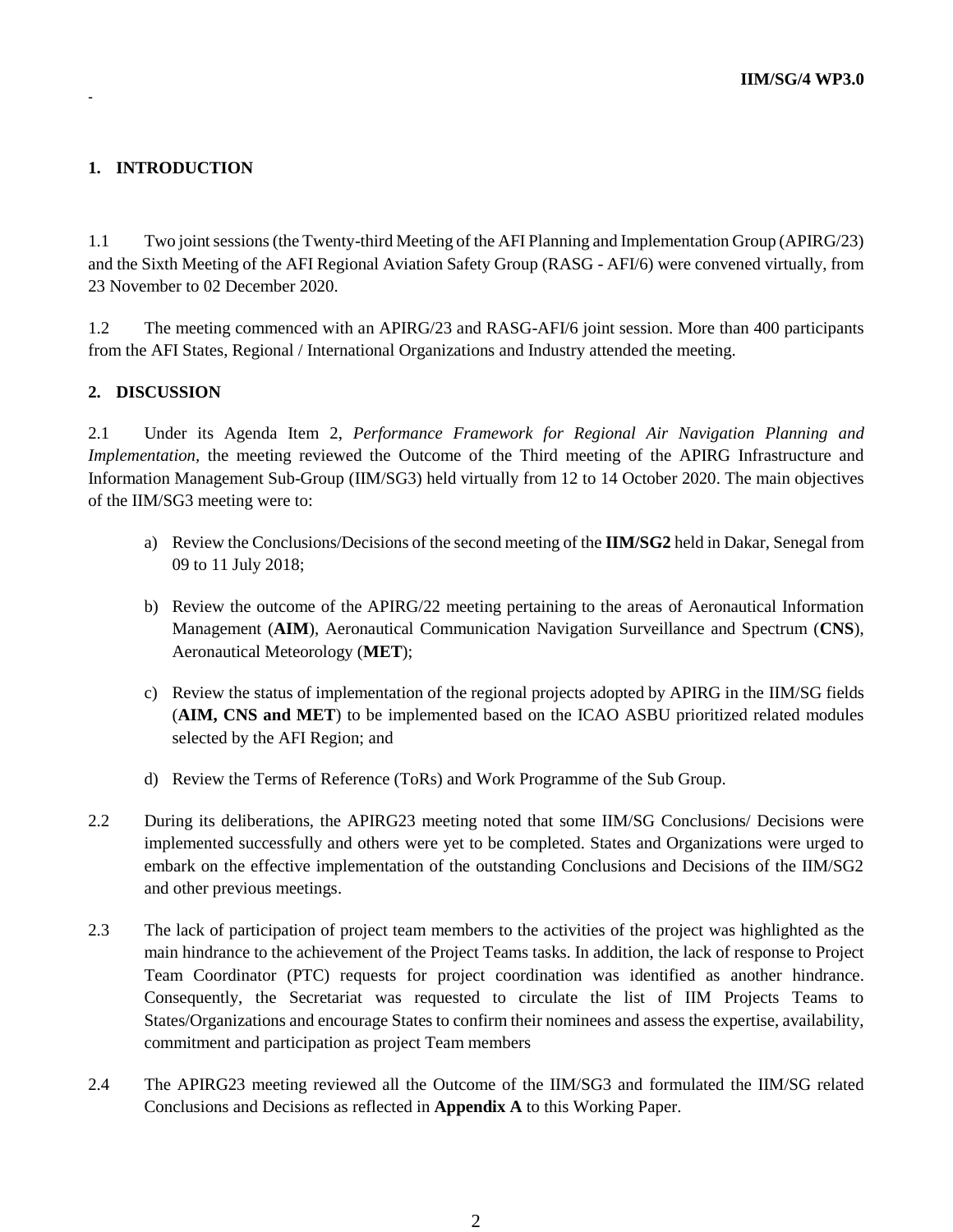## 1. INTRODUCTION

1.1 Two joint sessions (the Twenty-third Meeting of the AFI Planning and Implementation Group (APIRG/23) and the Sixth Meeting of the AFI Regional Aviation Safety Group (RASG - AFI/6) were convened virtually, from 23 November to 02 December 2020.

1.2 The meeting commenced with an APIRG/23 and RASG-AFI/6 joint session. More than 400 participants from the AFI States, Regional / International Organizations and Industry attended the meeting.

## 2. DISCUSSION

2.1 Under its Agenda Item 2, *Performance Framework for Regional Air Navigation Planning and Implementation*, the meeting reviewed the Outcome of the Third meeting of the APIRG Infrastructure and Information Management Sub-Group (IIM/SG3) held virtually from 12 to 14 October 2020. The main objectives of the IIM/SG3 meeting were to:

a) Review the Conclusions/Decisions of the second meeting of the **IIM/SG2** held in Dakar, Senegal from 09 to 11 July 2018;

b) Review the outcome of the APIRG/22 meeting pertaining to the areas of Aeronautical Information Management (**AIM**), Aeronautical Communication Navigation Surveillance and Spectrum (**CNS**), Aeronautical Meteorology (**MET**);

c) Review the status of implementation of the regional projects adopted by APIRG in the IIM/SG fields (**AIM, CNS and MET**) to be implemented based on the ICAO ASBU prioritized related modules selected by the AFI Region; and

d) Review the Terms of Reference (ToRs) and Work Programme of the Sub Group.

2.2 During its deliberations, the APIRG23 meeting noted that some IIM/SG Conclusions/ Decisions were implemented successfully and others were yet to be completed. States and Organizations were urged to embark on the effective implementation of the outstanding Conclusions and Decisions of the IIM/SG2 and other previous meetings.

2.3 The lack of participation of project team members to the activities of the project was highlighted as the main hindrance to the achievement of the Project Teams tasks. In addition, the lack of response to Project Team Coordinator (PTC) requests for project coordination was identified as another hindrance. Consequently, the Secretariat was requested to circulate the list of IIM Projects Teams to States/Organizations and encourage States to confirm their nominees and assess the expertise, availability, commitment and participation as project Team members

2.4 The APIRG23 meeting reviewed all the Outcome of the IIM/SG3 and formulated the IIM/SG related Conclusions and Decisions as reflected in **Appendix A** to this Working Paper.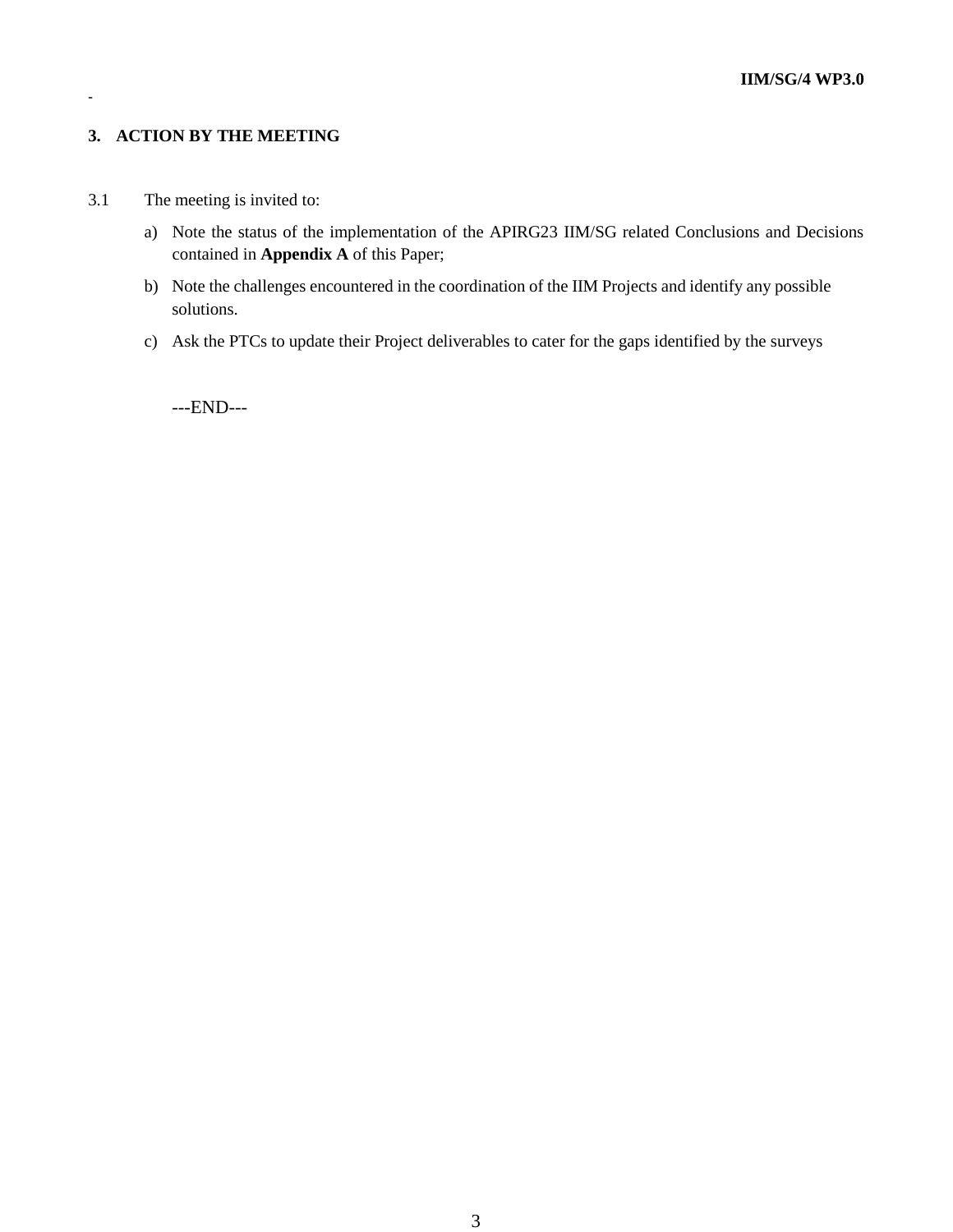-

## 3. ACTION BY THE MEETING

3.1 The meeting is invited to:

a) Note the status of the implementation of the APIRG23 IIM/SG related Conclusions and Decisions contained in **Appendix A** of this Paper;

b) Note the challenges encountered in the coordination of the IIM Projects and identify any possible solutions.

c) Ask the PTCs to update their Project deliverables to cater for the gaps identified by the surveys

---END---